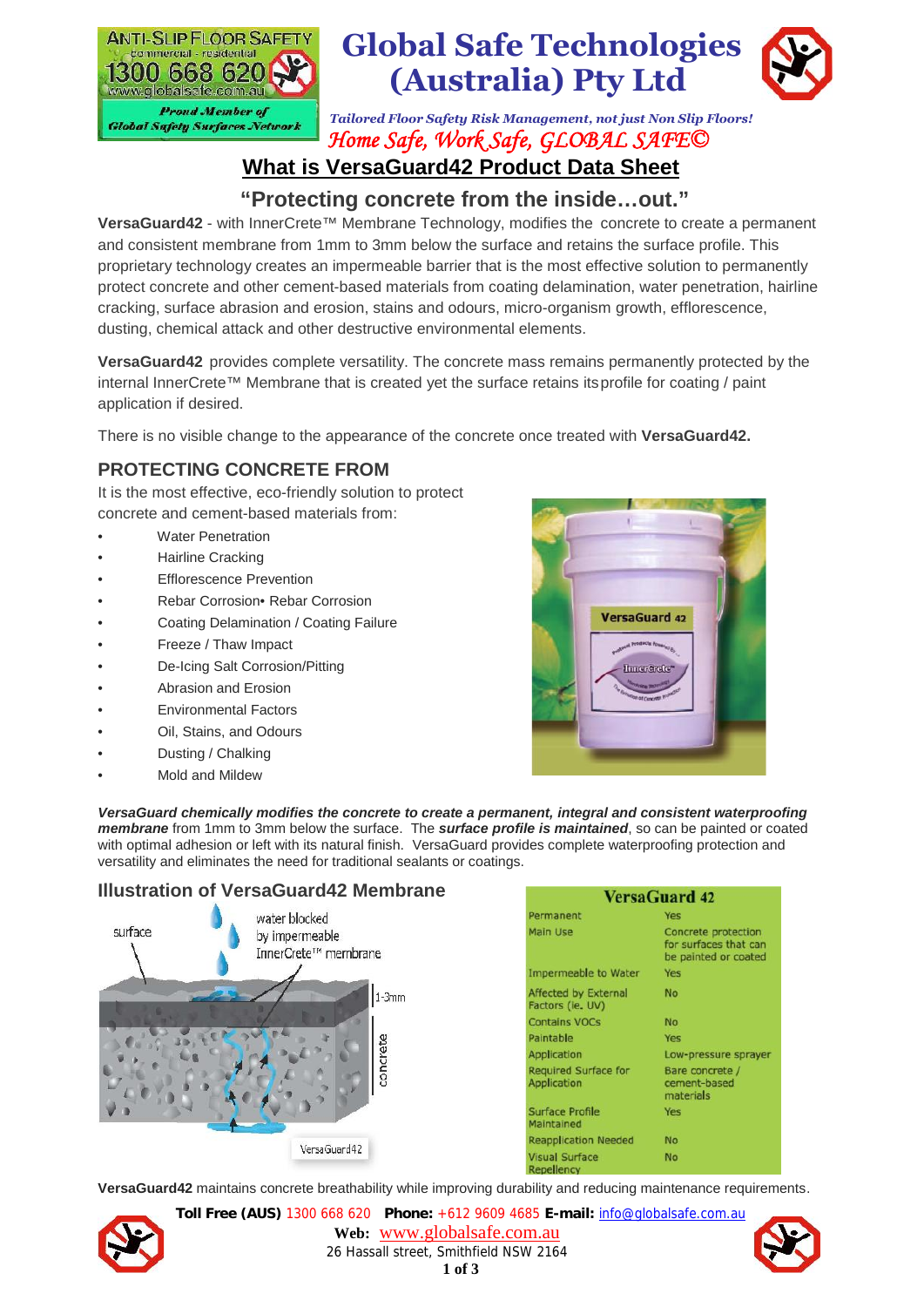# Global Safe Technologies (Australia) Pty Ltd

ANTI-SLIP FLOOR SAFETY
commercial - residential
1300 668 620
www.globalsafe.com.au
Proud Member of Global Safety Surfaces Network

*Tailored Floor Safety Risk Management, not just Non Slip Floors!*

*Home Safe, Work Safe, GLOBAL SAFE©*

## What is VersaGuard42 Product Data Sheet

### "Protecting concrete from the inside…out."

**VersaGuard42** - with InnerCrete™ Membrane Technology, modifies the concrete to create a permanent and consistent membrane from 1mm to 3mm below the surface and retains the surface profile. This proprietary technology creates an impermeable barrier that is the most effective solution to permanently protect concrete and other cement-based materials from coating delamination, water penetration, hairline cracking, surface abrasion and erosion, stains and odours, micro-organism growth, efflorescence, dusting, chemical attack and other destructive environmental elements.

**VersaGuard42** provides complete versatility. The concrete mass remains permanently protected by the internal InnerCrete™ Membrane that is created yet the surface retains itsprofile for coating / paint application if desired.

There is no visible change to the appearance of the concrete once treated with **VersaGuard42.**

## PROTECTING CONCRETE FROM

It is the most effective, eco-friendly solution to protect concrete and cement-based materials from:

- Water Penetration
- Hairline Cracking
- Efflorescence Prevention
- Rebar Corrosion• Rebar Corrosion
- Coating Delamination / Coating Failure
- Freeze / Thaw Impact
- De-Icing Salt Corrosion/Pitting
- Abrasion and Erosion
- Environmental Factors
- Oil, Stains, and Odours
- Dusting / Chalking
- Mold and Mildew

***VersaGuard chemically modifies the concrete to create a permanent, integral and consistent waterproofing membrane*** from 1mm to 3mm below the surface. The ***surface profile is maintained***, so can be painted or coated with optimal adhesion or left with its natural finish. VersaGuard provides complete waterproofing protection and versatility and eliminates the need for traditional sealants or coatings.

## Illustration of VersaGuard42 Membrane

surface — water blocked by impermeable InnerCrete™ membrane — 1-3mm — concrete — VersaGuard42

| VersaGuard 42 | |
|---|---|
| Permanent | Yes |
| Main Use | Concrete protection for surfaces that can be painted or coated |
| Impermeable to Water | Yes |
| Affected by External Factors (ie. UV) | No |
| Contains VOCs | No |
| Paintable | Yes |
| Application | Low-pressure sprayer |
| Required Surface for Application | Bare concrete / cement-based materials |
| Surface Profile Maintained | Yes |
| Reapplication Needed | No |
| Visual Surface Repellency | No |

**VersaGuard42** maintains concrete breathability while improving durability and reducing maintenance requirements.

**Toll Free (AUS)** 1300 668 620 **Phone:** +612 9609 4685 **E-mail:** info@globalsafe.com.au
**Web:** www.globalsafe.com.au
26 Hassall street, Smithfield NSW 2164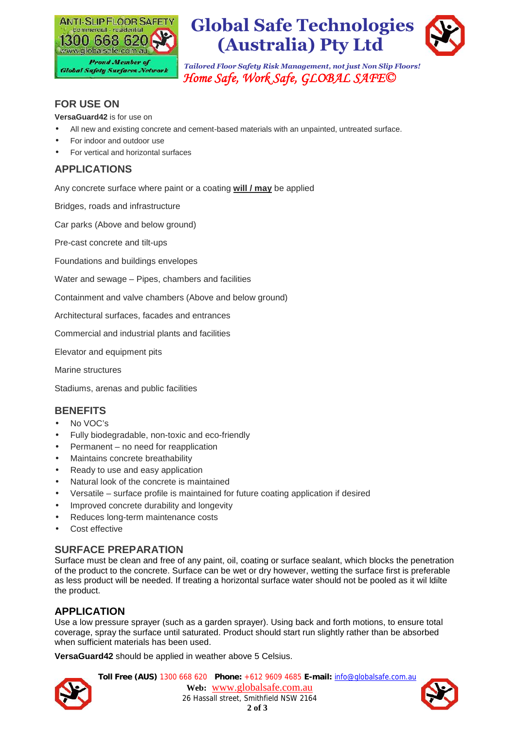## FOR USE ON

**VersaGuard42** is for use on

- All new and existing concrete and cement-based materials with an unpainted, untreated surface.
- For indoor and outdoor use
- For vertical and horizontal surfaces

## APPLICATIONS

Any concrete surface where paint or a coating **will / may** be applied

Bridges, roads and infrastructure

Car parks (Above and below ground)

Pre-cast concrete and tilt-ups

Foundations and buildings envelopes

Water and sewage – Pipes, chambers and facilities

Containment and valve chambers (Above and below ground)

Architectural surfaces, facades and entrances

Commercial and industrial plants and facilities

Elevator and equipment pits

Marine structures

Stadiums, arenas and public facilities

## BENEFITS

- No VOC's
- Fully biodegradable, non-toxic and eco-friendly
- Permanent – no need for reapplication
- Maintains concrete breathability
- Ready to use and easy application
- Natural look of the concrete is maintained
- Versatile – surface profile is maintained for future coating application if desired
- Improved concrete durability and longevity
- Reduces long-term maintenance costs
- Cost effective

## SURFACE PREPARATION

Surface must be clean and free of any paint, oil, coating or surface sealant, which blocks the penetration of the product to the concrete. Surface can be wet or dry however, wetting the surface first is preferable as less product will be needed. If treating a horizontal surface water should not be pooled as it wil ldilte the product.

## APPLICATION

Use a low pressure sprayer (such as a garden sprayer). Using back and forth motions, to ensure total coverage, spray the surface until saturated. Product should start run slightly rather than be absorbed when sufficient materials has been used.

**VersaGuard42** should be applied in weather above 5 Celsius.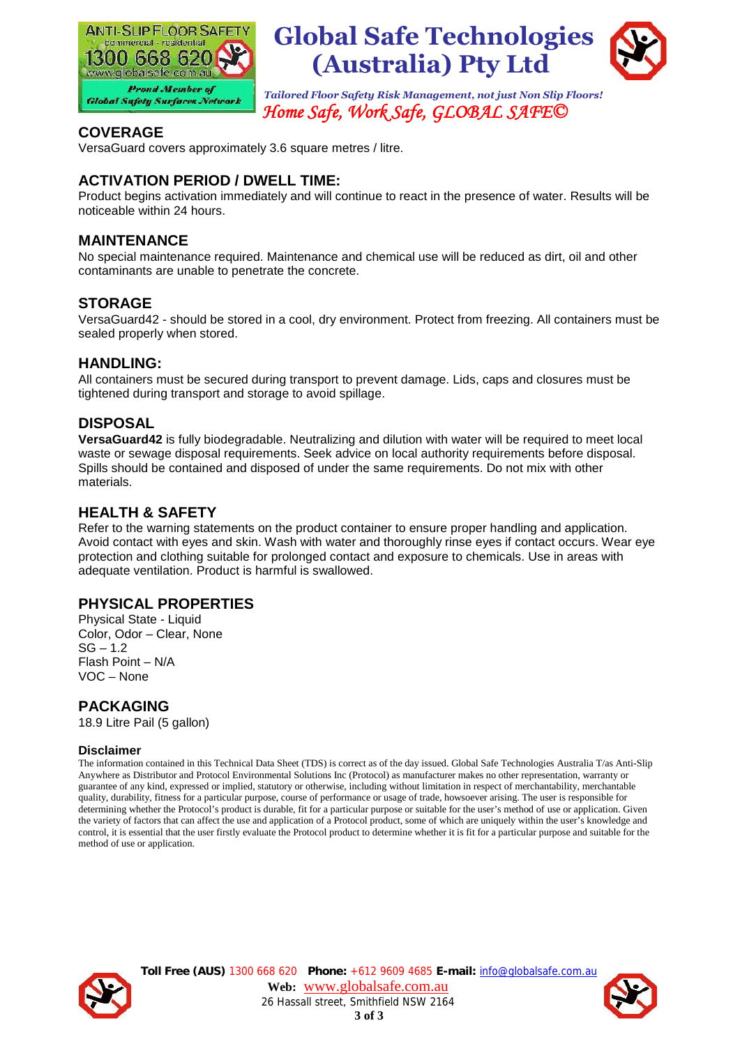## COVERAGE

VersaGuard covers approximately 3.6 square metres / litre.

## ACTIVATION PERIOD / DWELL TIME:

Product begins activation immediately and will continue to react in the presence of water. Results will be noticeable within 24 hours.

## MAINTENANCE

No special maintenance required. Maintenance and chemical use will be reduced as dirt, oil and other contaminants are unable to penetrate the concrete.

## STORAGE

VersaGuard42 - should be stored in a cool, dry environment. Protect from freezing. All containers must be sealed properly when stored.

## HANDLING:

All containers must be secured during transport to prevent damage. Lids, caps and closures must be tightened during transport and storage to avoid spillage.

## DISPOSAL

**VersaGuard42** is fully biodegradable. Neutralizing and dilution with water will be required to meet local waste or sewage disposal requirements. Seek advice on local authority requirements before disposal. Spills should be contained and disposed of under the same requirements. Do not mix with other materials.

## HEALTH & SAFETY

Refer to the warning statements on the product container to ensure proper handling and application. Avoid contact with eyes and skin. Wash with water and thoroughly rinse eyes if contact occurs. Wear eye protection and clothing suitable for prolonged contact and exposure to chemicals. Use in areas with adequate ventilation. Product is harmful is swallowed.

## PHYSICAL PROPERTIES

Physical State - Liquid
Color, Odor – Clear, None
SG – 1.2
Flash Point – N/A
VOC – None

## PACKAGING

18.9 Litre Pail (5 gallon)

#### Disclaimer

The information contained in this Technical Data Sheet (TDS) is correct as of the day issued. Global Safe Technologies Australia T/as Anti-Slip Anywhere as Distributor and Protocol Environmental Solutions Inc (Protocol) as manufacturer makes no other representation, warranty or guarantee of any kind, expressed or implied, statutory or otherwise, including without limitation in respect of merchantability, merchantable quality, durability, fitness for a particular purpose, course of performance or usage of trade, howsoever arising. The user is responsible for determining whether the Protocol's product is durable, fit for a particular purpose or suitable for the user's method of use or application. Given the variety of factors that can affect the use and application of a Protocol product, some of which are uniquely within the user's knowledge and control, it is essential that the user firstly evaluate the Protocol product to determine whether it is fit for a particular purpose and suitable for the method of use or application.